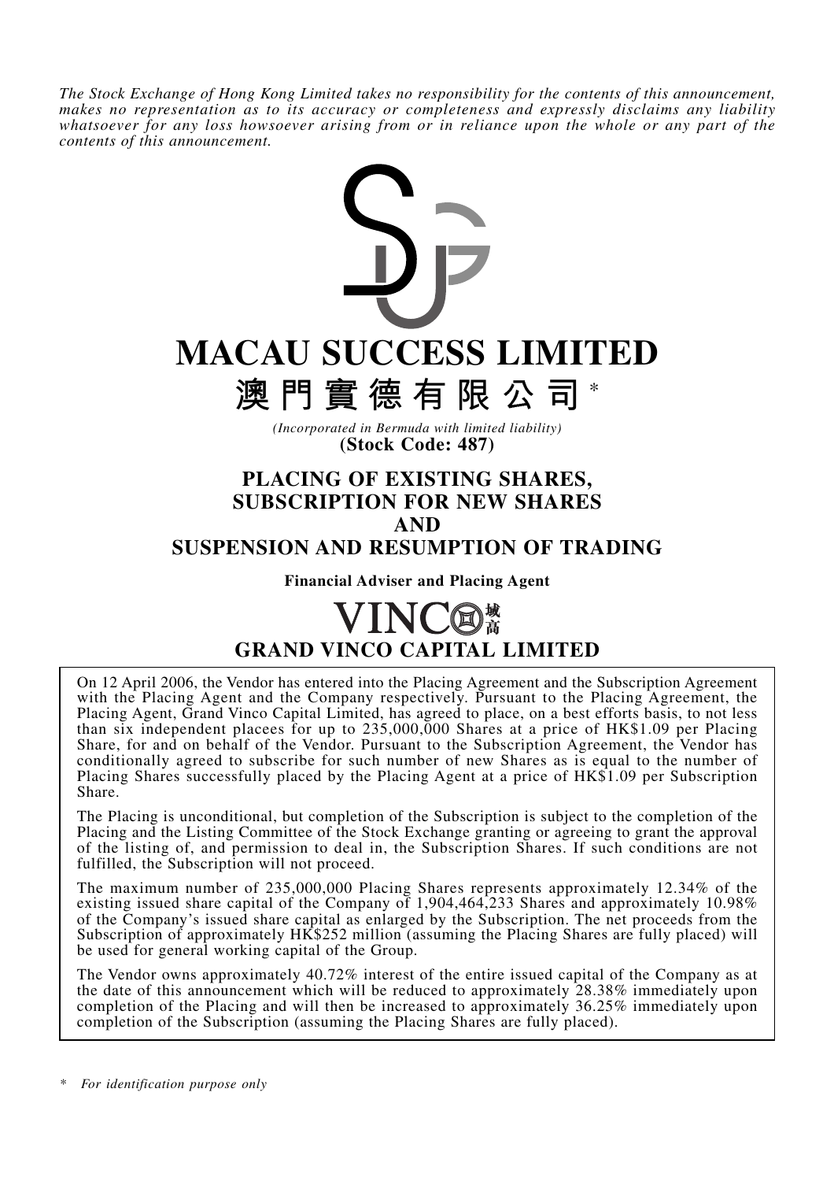*The Stock Exchange of Hong Kong Limited takes no responsibility for the contents of this announcement, makes no representation as to its accuracy or completeness and expressly disclaims any liability whatsoever for any loss howsoever arising from or in reliance upon the whole or any part of the contents of this announcement.*

# MACAU SUCCESS LIMITED

# 澳門實德有限公司*

*(Incorporated in Bermuda with limited liability)*

**(Stock Code: 487)**

## PLACING OF EXISTING SHARES, SUBSCRIPTION FOR NEW SHARES AND SUSPENSION AND RESUMPTION OF TRADING

**Financial Adviser and Placing Agent**

**VINCO 城高**

**GRAND VINCO CAPITAL LIMITED**

On 12 April 2006, the Vendor has entered into the Placing Agreement and the Subscription Agreement with the Placing Agent and the Company respectively. Pursuant to the Placing Agreement, the Placing Agent, Grand Vinco Capital Limited, has agreed to place, on a best efforts basis, to not less than six independent placees for up to 235,000,000 Shares at a price of HK$1.09 per Placing Share, for and on behalf of the Vendor. Pursuant to the Subscription Agreement, the Vendor has conditionally agreed to subscribe for such number of new Shares as is equal to the number of Placing Shares successfully placed by the Placing Agent at a price of HK$1.09 per Subscription Share.

The Placing is unconditional, but completion of the Subscription is subject to the completion of the Placing and the Listing Committee of the Stock Exchange granting or agreeing to grant the approval of the listing of, and permission to deal in, the Subscription Shares. If such conditions are not fulfilled, the Subscription will not proceed.

The maximum number of 235,000,000 Placing Shares represents approximately 12.34% of the existing issued share capital of the Company of 1,904,464,233 Shares and approximately 10.98% of the Company's issued share capital as enlarged by the Subscription. The net proceeds from the Subscription of approximately HK$252 million (assuming the Placing Shares are fully placed) will be used for general working capital of the Group.

The Vendor owns approximately 40.72% interest of the entire issued capital of the Company as at the date of this announcement which will be reduced to approximately 28.38% immediately upon completion of the Placing and will then be increased to approximately 36.25% immediately upon completion of the Subscription (assuming the Placing Shares are fully placed).

\* *For identification purpose only*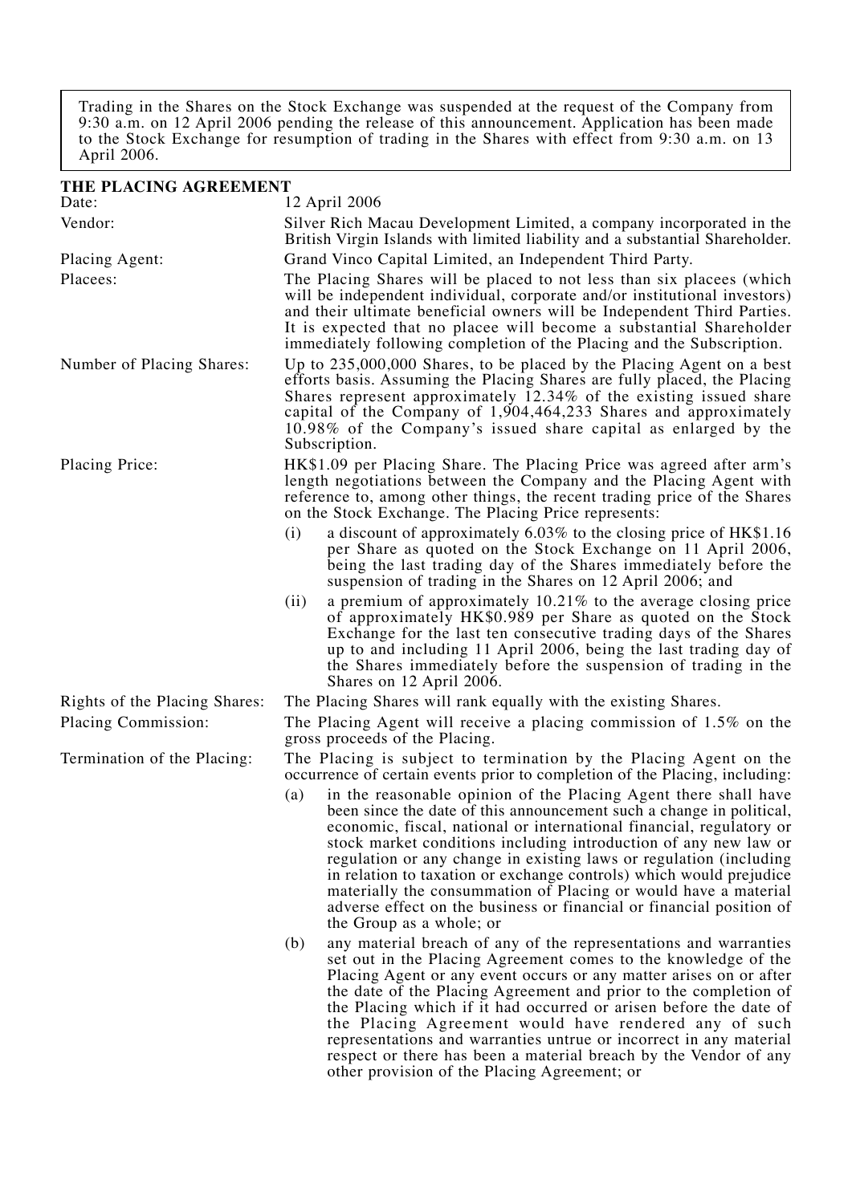Trading in the Shares on the Stock Exchange was suspended at the request of the Company from 9:30 a.m. on 12 April 2006 pending the release of this announcement. Application has been made to the Stock Exchange for resumption of trading in the Shares with effect from 9:30 a.m. on 13 April 2006.

## THE PLACING AGREEMENT

**Date:** 12 April 2006

**Vendor:** Silver Rich Macau Development Limited, a company incorporated in the British Virgin Islands with limited liability and a substantial Shareholder.

**Placing Agent:** Grand Vinco Capital Limited, an Independent Third Party.

**Placees:** The Placing Shares will be placed to not less than six placees (which will be independent individual, corporate and/or institutional investors) and their ultimate beneficial owners will be Independent Third Parties. It is expected that no placee will become a substantial Shareholder immediately following completion of the Placing and the Subscription.

**Number of Placing Shares:** Up to 235,000,000 Shares, to be placed by the Placing Agent on a best efforts basis. Assuming the Placing Shares are fully placed, the Placing Shares represent approximately 12.34% of the existing issued share capital of the Company of 1,904,464,233 Shares and approximately 10.98% of the Company's issued share capital as enlarged by the Subscription.

**Placing Price:** HK$1.09 per Placing Share. The Placing Price was agreed after arm's length negotiations between the Company and the Placing Agent with reference to, among other things, the recent trading price of the Shares on the Stock Exchange. The Placing Price represents:

(i) a discount of approximately 6.03% to the closing price of HK$1.16 per Share as quoted on the Stock Exchange on 11 April 2006, being the last trading day of the Shares immediately before the suspension of trading in the Shares on 12 April 2006; and

(ii) a premium of approximately 10.21% to the average closing price of approximately HK$0.989 per Share as quoted on the Stock Exchange for the last ten consecutive trading days of the Shares up to and including 11 April 2006, being the last trading day of the Shares immediately before the suspension of trading in the Shares on 12 April 2006.

**Rights of the Placing Shares:** The Placing Shares will rank equally with the existing Shares.

**Placing Commission:** The Placing Agent will receive a placing commission of 1.5% on the gross proceeds of the Placing.

**Termination of the Placing:** The Placing is subject to termination by the Placing Agent on the occurrence of certain events prior to completion of the Placing, including:

(a) in the reasonable opinion of the Placing Agent there shall have been since the date of this announcement such a change in political, economic, fiscal, national or international financial, regulatory or stock market conditions including introduction of any new law or regulation or any change in existing laws or regulation (including in relation to taxation or exchange controls) which would prejudice materially the consummation of Placing or would have a material adverse effect on the business or financial or financial position of the Group as a whole; or

(b) any material breach of any of the representations and warranties set out in the Placing Agreement comes to the knowledge of the Placing Agent or any event occurs or any matter arises on or after the date of the Placing Agreement and prior to the completion of the Placing which if it had occurred or arisen before the date of the Placing Agreement would have rendered any of such representations and warranties untrue or incorrect in any material respect or there has been a material breach by the Vendor of any other provision of the Placing Agreement; or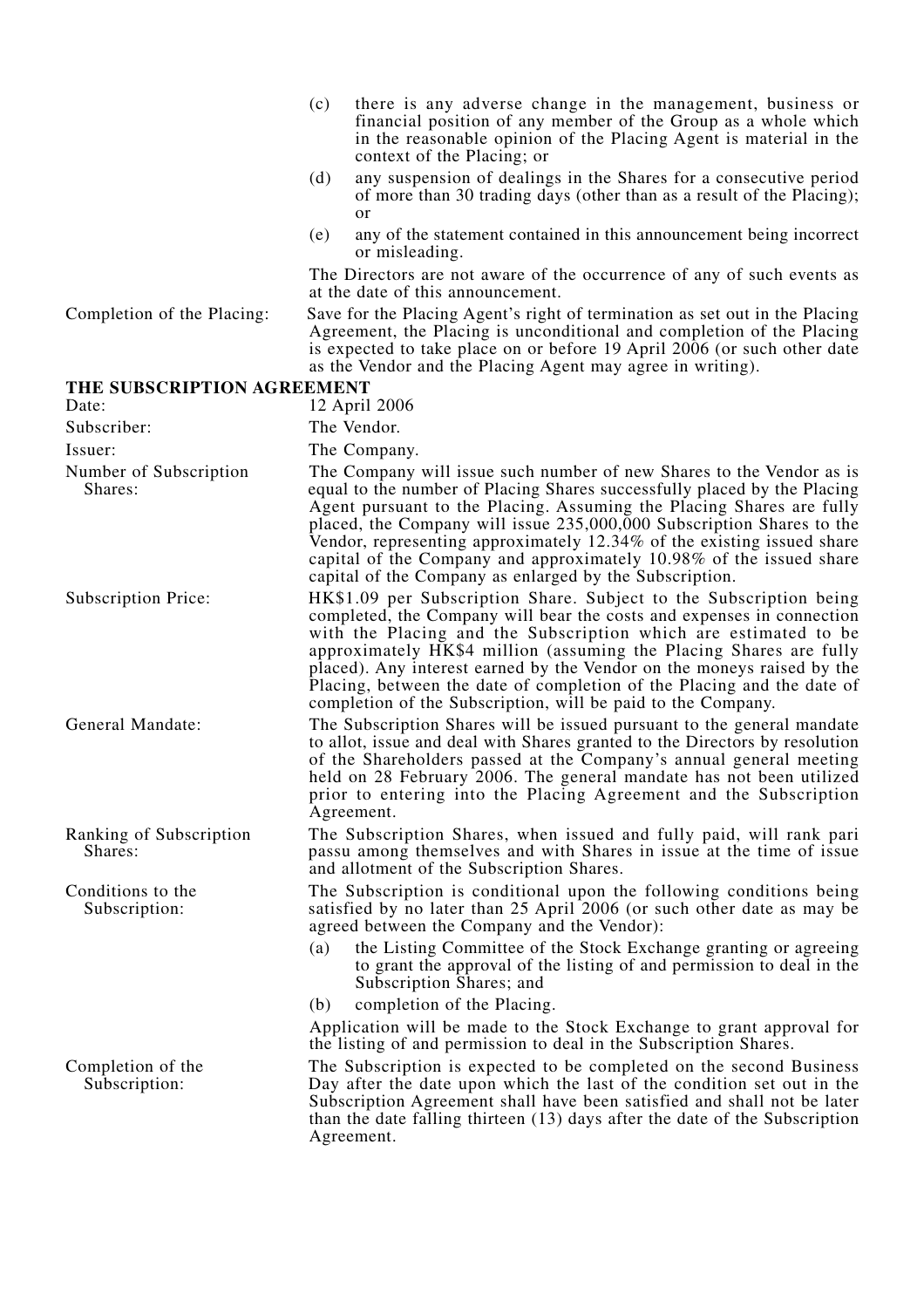(c) there is any adverse change in the management, business or financial position of any member of the Group as a whole which in the reasonable opinion of the Placing Agent is material in the context of the Placing; or

(d) any suspension of dealings in the Shares for a consecutive period of more than 30 trading days (other than as a result of the Placing); or

(e) any of the statement contained in this announcement being incorrect or misleading.

The Directors are not aware of the occurrence of any of such events as at the date of this announcement.

Completion of the Placing: Save for the Placing Agent's right of termination as set out in the Placing Agreement, the Placing is unconditional and completion of the Placing is expected to take place on or before 19 April 2006 (or such other date as the Vendor and the Placing Agent may agree in writing).

## THE SUBSCRIPTION AGREEMENT

Date: 12 April 2006

Subscriber: The Vendor.

Issuer: The Company.

Number of Subscription Shares: The Company will issue such number of new Shares to the Vendor as is equal to the number of Placing Shares successfully placed by the Placing Agent pursuant to the Placing. Assuming the Placing Shares are fully placed, the Company will issue 235,000,000 Subscription Shares to the Vendor, representing approximately 12.34% of the existing issued share capital of the Company and approximately 10.98% of the issued share capital of the Company as enlarged by the Subscription.

Subscription Price: HK$1.09 per Subscription Share. Subject to the Subscription being completed, the Company will bear the costs and expenses in connection with the Placing and the Subscription which are estimated to be approximately HK$4 million (assuming the Placing Shares are fully placed). Any interest earned by the Vendor on the moneys raised by the Placing, between the date of completion of the Placing and the date of completion of the Subscription, will be paid to the Company.

General Mandate: The Subscription Shares will be issued pursuant to the general mandate to allot, issue and deal with Shares granted to the Directors by resolution of the Shareholders passed at the Company's annual general meeting held on 28 February 2006. The general mandate has not been utilized prior to entering into the Placing Agreement and the Subscription Agreement.

Ranking of Subscription Shares: The Subscription Shares, when issued and fully paid, will rank pari passu among themselves and with Shares in issue at the time of issue and allotment of the Subscription Shares.

Conditions to the Subscription: The Subscription is conditional upon the following conditions being satisfied by no later than 25 April 2006 (or such other date as may be agreed between the Company and the Vendor):

(a) the Listing Committee of the Stock Exchange granting or agreeing to grant the approval of the listing of and permission to deal in the Subscription Shares; and

(b) completion of the Placing.

Application will be made to the Stock Exchange to grant approval for the listing of and permission to deal in the Subscription Shares.

Completion of the Subscription: The Subscription is expected to be completed on the second Business Day after the date upon which the last of the condition set out in the Subscription Agreement shall have been satisfied and shall not be later than the date falling thirteen (13) days after the date of the Subscription Agreement.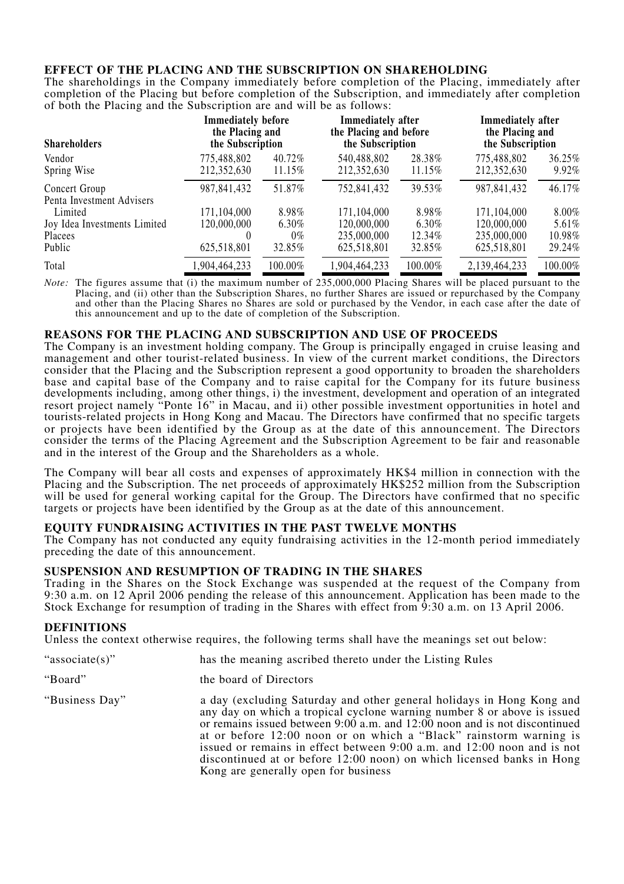## EFFECT OF THE PLACING AND THE SUBSCRIPTION ON SHAREHOLDING

The shareholdings in the Company immediately before completion of the Placing, immediately after completion of the Placing but before completion of the Subscription, and immediately after completion of both the Placing and the Subscription are and will be as follows:

| Shareholders | Immediately before the Placing and the Subscription | | Immediately after the Placing and before the Subscription | | Immediately after the Placing and the Subscription | |
|---|---|---|---|---|---|---|
| Vendor | 775,488,802 | 40.72% | 540,488,802 | 28.38% | 775,488,802 | 36.25% |
| Spring Wise | 212,352,630 | 11.15% | 212,352,630 | 11.15% | 212,352,630 | 9.92% |
| Concert Group | 987,841,432 | 51.87% | 752,841,432 | 39.53% | 987,841,432 | 46.17% |
| Penta Investment Advisers Limited | 171,104,000 | 8.98% | 171,104,000 | 8.98% | 171,104,000 | 8.00% |
| Joy Idea Investments Limited | 120,000,000 | 6.30% | 120,000,000 | 6.30% | 120,000,000 | 5.61% |
| Placees | 0 | 0% | 235,000,000 | 12.34% | 235,000,000 | 10.98% |
| Public | 625,518,801 | 32.85% | 625,518,801 | 32.85% | 625,518,801 | 29.24% |
| Total | 1,904,464,233 | 100.00% | 1,904,464,233 | 100.00% | 2,139,464,233 | 100.00% |

*Note:* The figures assume that (i) the maximum number of 235,000,000 Placing Shares will be placed pursuant to the Placing, and (ii) other than the Subscription Shares, no further Shares are issued or repurchased by the Company and other than the Placing Shares no Shares are sold or purchased by the Vendor, in each case after the date of this announcement and up to the date of completion of the Subscription.

## REASONS FOR THE PLACING AND SUBSCRIPTION AND USE OF PROCEEDS

The Company is an investment holding company. The Group is principally engaged in cruise leasing and management and other tourist-related business. In view of the current market conditions, the Directors consider that the Placing and the Subscription represent a good opportunity to broaden the shareholders base and capital base of the Company and to raise capital for the Company for its future business developments including, among other things, i) the investment, development and operation of an integrated resort project namely "Ponte 16" in Macau, and ii) other possible investment opportunities in hotel and tourists-related projects in Hong Kong and Macau. The Directors have confirmed that no specific targets or projects have been identified by the Group as at the date of this announcement. The Directors consider the terms of the Placing Agreement and the Subscription Agreement to be fair and reasonable and in the interest of the Group and the Shareholders as a whole.

The Company will bear all costs and expenses of approximately HK$4 million in connection with the Placing and the Subscription. The net proceeds of approximately HK$252 million from the Subscription will be used for general working capital for the Group. The Directors have confirmed that no specific targets or projects have been identified by the Group as at the date of this announcement.

## EQUITY FUNDRAISING ACTIVITIES IN THE PAST TWELVE MONTHS

The Company has not conducted any equity fundraising activities in the 12-month period immediately preceding the date of this announcement.

## SUSPENSION AND RESUMPTION OF TRADING IN THE SHARES

Trading in the Shares on the Stock Exchange was suspended at the request of the Company from 9:30 a.m. on 12 April 2006 pending the release of this announcement. Application has been made to the Stock Exchange for resumption of trading in the Shares with effect from 9:30 a.m. on 13 April 2006.

## DEFINITIONS

Unless the context otherwise requires, the following terms shall have the meanings set out below:

| | |
|---|---|
| "associate(s)" | has the meaning ascribed thereto under the Listing Rules |
| "Board" | the board of Directors |
| "Business Day" | a day (excluding Saturday and other general holidays in Hong Kong and any day on which a tropical cyclone warning number 8 or above is issued or remains issued between 9:00 a.m. and 12:00 noon and is not discontinued at or before 12:00 noon or on which a "Black" rainstorm warning is issued or remains in effect between 9:00 a.m. and 12:00 noon and is not discontinued at or before 12:00 noon) on which licensed banks in Hong Kong are generally open for business |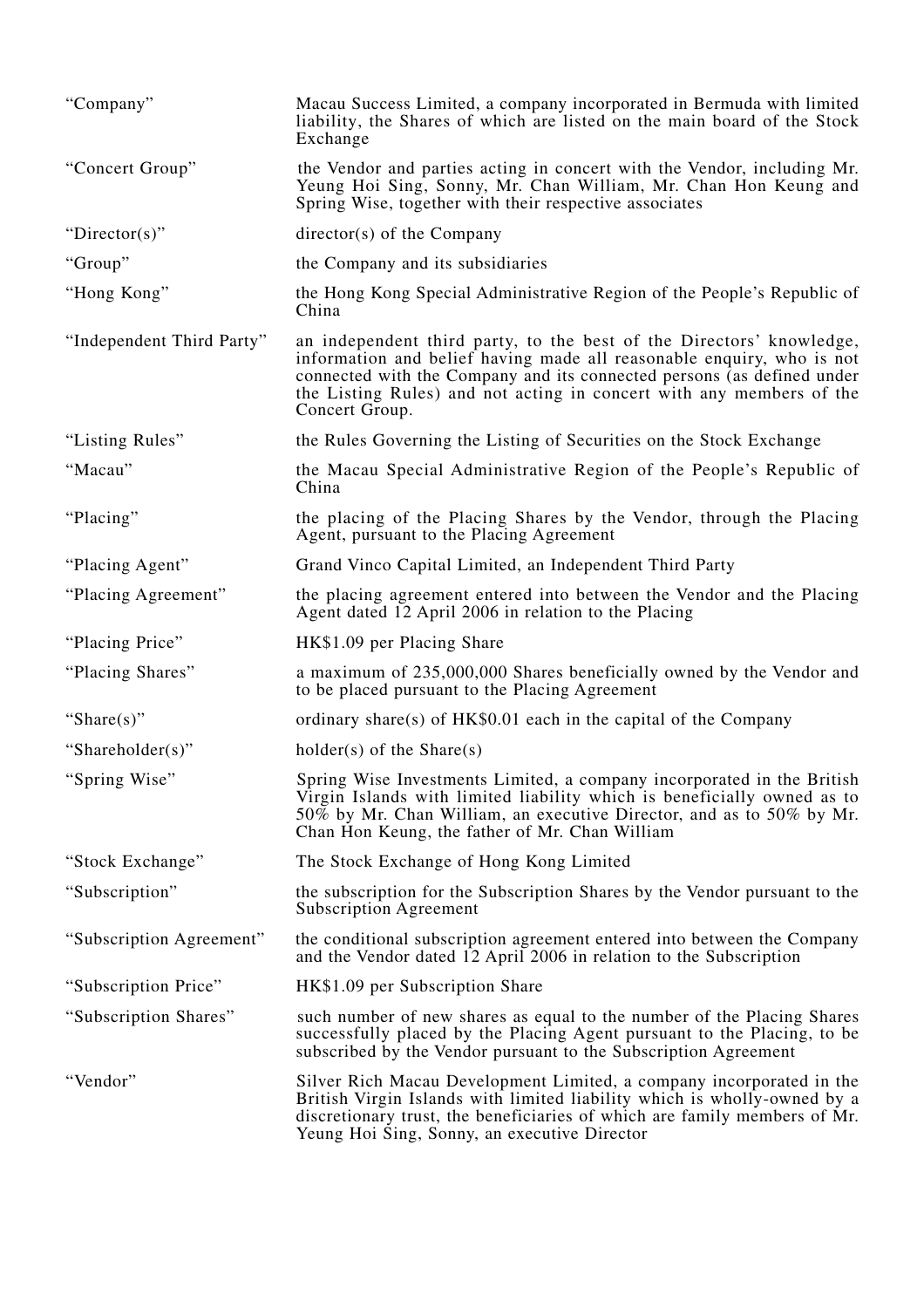| | |
|---|---|
| "Company" | Macau Success Limited, a company incorporated in Bermuda with limited liability, the Shares of which are listed on the main board of the Stock Exchange |
| "Concert Group" | the Vendor and parties acting in concert with the Vendor, including Mr. Yeung Hoi Sing, Sonny, Mr. Chan William, Mr. Chan Hon Keung and Spring Wise, together with their respective associates |
| "Director(s)" | director(s) of the Company |
| "Group" | the Company and its subsidiaries |
| "Hong Kong" | the Hong Kong Special Administrative Region of the People's Republic of China |
| "Independent Third Party" | an independent third party, to the best of the Directors' knowledge, information and belief having made all reasonable enquiry, who is not connected with the Company and its connected persons (as defined under the Listing Rules) and not acting in concert with any members of the Concert Group. |
| "Listing Rules" | the Rules Governing the Listing of Securities on the Stock Exchange |
| "Macau" | the Macau Special Administrative Region of the People's Republic of China |
| "Placing" | the placing of the Placing Shares by the Vendor, through the Placing Agent, pursuant to the Placing Agreement |
| "Placing Agent" | Grand Vinco Capital Limited, an Independent Third Party |
| "Placing Agreement" | the placing agreement entered into between the Vendor and the Placing Agent dated 12 April 2006 in relation to the Placing |
| "Placing Price" | HK$1.09 per Placing Share |
| "Placing Shares" | a maximum of 235,000,000 Shares beneficially owned by the Vendor and to be placed pursuant to the Placing Agreement |
| "Share(s)" | ordinary share(s) of HK$0.01 each in the capital of the Company |
| "Shareholder(s)" | holder(s) of the Share(s) |
| "Spring Wise" | Spring Wise Investments Limited, a company incorporated in the British Virgin Islands with limited liability which is beneficially owned as to 50% by Mr. Chan William, an executive Director, and as to 50% by Mr. Chan Hon Keung, the father of Mr. Chan William |
| "Stock Exchange" | The Stock Exchange of Hong Kong Limited |
| "Subscription" | the subscription for the Subscription Shares by the Vendor pursuant to the Subscription Agreement |
| "Subscription Agreement" | the conditional subscription agreement entered into between the Company and the Vendor dated 12 April 2006 in relation to the Subscription |
| "Subscription Price" | HK$1.09 per Subscription Share |
| "Subscription Shares" | such number of new shares as equal to the number of the Placing Shares successfully placed by the Placing Agent pursuant to the Placing, to be subscribed by the Vendor pursuant to the Subscription Agreement |
| "Vendor" | Silver Rich Macau Development Limited, a company incorporated in the British Virgin Islands with limited liability which is wholly-owned by a discretionary trust, the beneficiaries of which are family members of Mr. Yeung Hoi Sing, Sonny, an executive Director |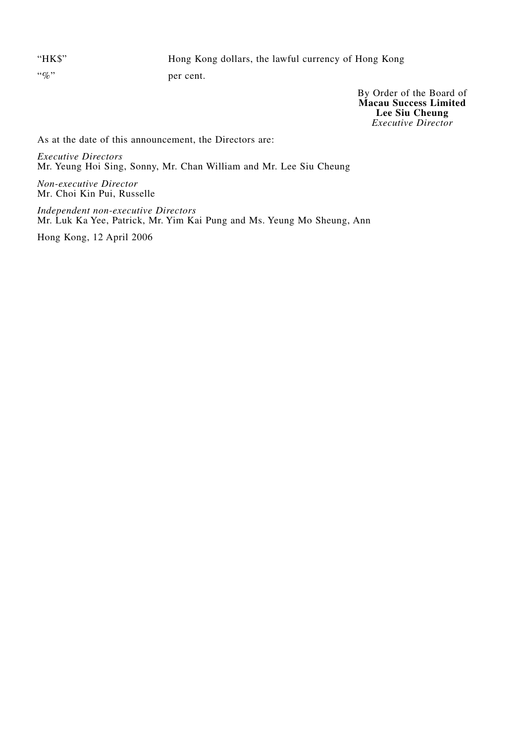| | |
|---|---|
| "HK$" | Hong Kong dollars, the lawful currency of Hong Kong |
| "%" | per cent. |

By Order of the Board of
**Macau Success Limited**
**Lee Siu Cheung**
*Executive Director*

As at the date of this announcement, the Directors are:

*Executive Directors*
Mr. Yeung Hoi Sing, Sonny, Mr. Chan William and Mr. Lee Siu Cheung

*Non-executive Director*
Mr. Choi Kin Pui, Russelle

*Independent non-executive Directors*
Mr. Luk Ka Yee, Patrick, Mr. Yim Kai Pung and Ms. Yeung Mo Sheung, Ann

Hong Kong, 12 April 2006